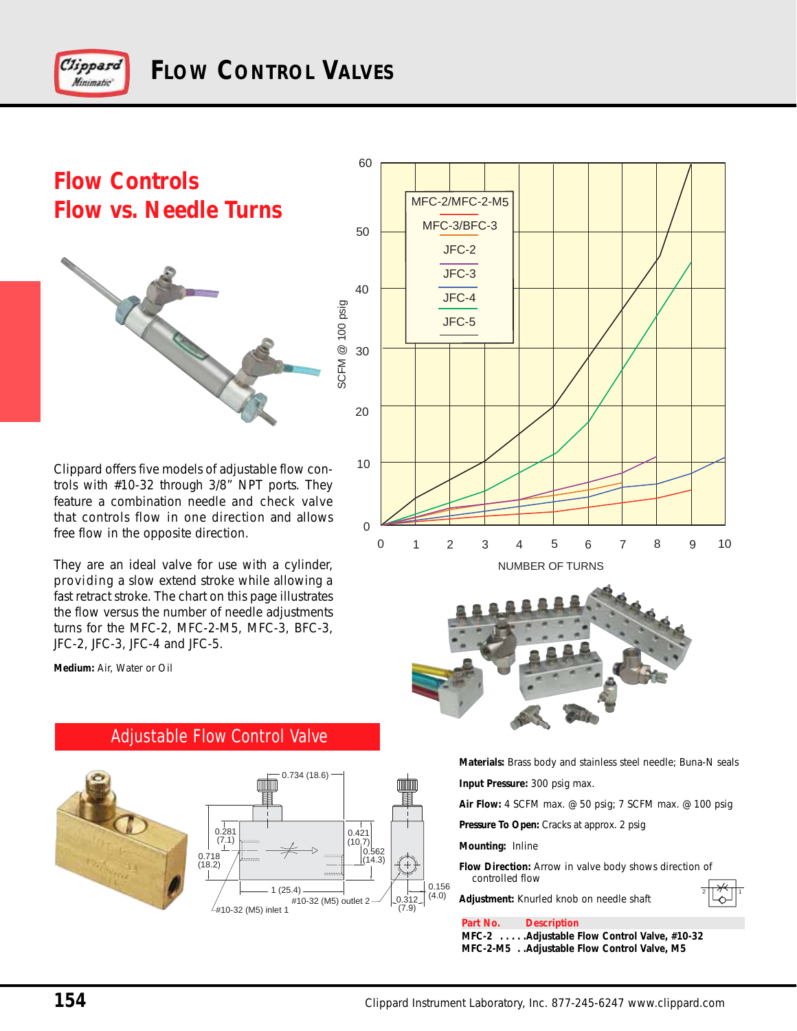# Flow Control Valves

## Flow Controls
## Flow vs. Needle Turns

Clippard offers five models of adjustable flow controls with #10-32 through 3/8" NPT ports. They feature a combination needle and check valve that controls flow in one direction and allows free flow in the opposite direction.

They are an ideal valve for use with a cylinder, providing a slow extend stroke while allowing a fast retract stroke. The chart on this page illustrates the flow versus the number of needle adjustments turns for the MFC-2, MFC-2-M5, MFC-3, BFC-3, JFC-2, JFC-3, JFC-4 and JFC-5.

**Medium:** Air, Water or Oil

## Adjustable Flow Control Valve

**Materials:** Brass body and stainless steel needle; Buna-N seals

**Input Pressure:** 300 psig max.

**Air Flow:** 4 SCFM max. @ 50 psig; 7 SCFM max. @ 100 psig

**Pressure To Open:** Cracks at approx. 2 psig

**Mounting:** Inline

**Flow Direction:** Arrow in valve body shows direction of controlled flow

**Adjustment:** Knurled knob on needle shaft

| Part No. | Description |
|---|---|
| MFC-2 | Adjustable Flow Control Valve, #10-32 |
| MFC-2-M5 | Adjustable Flow Control Valve, M5 |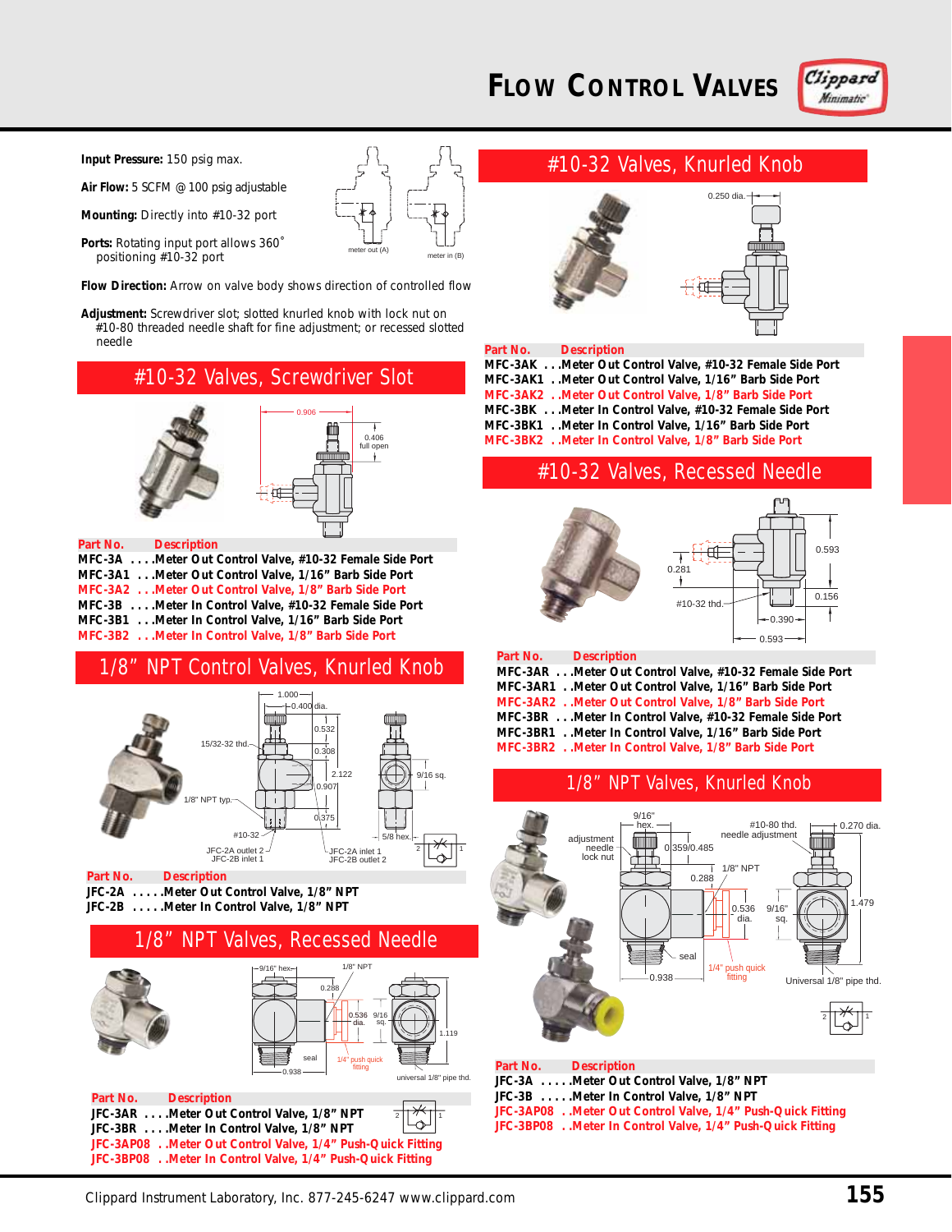# Flow Control Valves

**Input Pressure:** 150 psig max.

**Air Flow:** 5 SCFM @ 100 psig adjustable

**Mounting:** Directly into #10-32 port

**Ports:** Rotating input port allows 360˚ positioning #10-32 port

**Flow Direction:** Arrow on valve body shows direction of controlled flow

**Adjustment:** Screwdriver slot; slotted knurled knob with lock nut on #10-80 threaded needle shaft for fine adjustment; or recessed slotted needle

## #10-32 Valves, Screwdriver Slot

| Part No. | Description |
|---|---|
| MFC-3A | Meter Out Control Valve, #10-32 Female Side Port |
| MFC-3A1 | Meter Out Control Valve, 1/16" Barb Side Port |
| MFC-3A2 | Meter Out Control Valve, 1/8" Barb Side Port |
| MFC-3B | Meter In Control Valve, #10-32 Female Side Port |
| MFC-3B1 | Meter In Control Valve, 1/16" Barb Side Port |
| MFC-3B2 | Meter In Control Valve, 1/8" Barb Side Port |

## 1/8" NPT Control Valves, Knurled Knob

| Part No. | Description |
|---|---|
| JFC-2A | Meter Out Control Valve, 1/8" NPT |
| JFC-2B | Meter In Control Valve, 1/8" NPT |

## 1/8" NPT Valves, Recessed Needle

| Part No. | Description |
|---|---|
| JFC-3AR | Meter Out Control Valve, 1/8" NPT |
| JFC-3BR | Meter In Control Valve, 1/8" NPT |
| JFC-3AP08 | Meter Out Control Valve, 1/4" Push-Quick Fitting |
| JFC-3BP08 | Meter In Control Valve, 1/4" Push-Quick Fitting |

## #10-32 Valves, Knurled Knob

| Part No. | Description |
|---|---|
| MFC-3AK | Meter Out Control Valve, #10-32 Female Side Port |
| MFC-3AK1 | Meter Out Control Valve, 1/16" Barb Side Port |
| MFC-3AK2 | Meter Out Control Valve, 1/8" Barb Side Port |
| MFC-3BK | Meter In Control Valve, #10-32 Female Side Port |
| MFC-3BK1 | Meter In Control Valve, 1/16" Barb Side Port |
| MFC-3BK2 | Meter In Control Valve, 1/8" Barb Side Port |

## #10-32 Valves, Recessed Needle

| Part No. | Description |
|---|---|
| MFC-3AR | Meter Out Control Valve, #10-32 Female Side Port |
| MFC-3AR1 | Meter Out Control Valve, 1/16" Barb Side Port |
| MFC-3AR2 | Meter Out Control Valve, 1/8" Barb Side Port |
| MFC-3BR | Meter In Control Valve, #10-32 Female Side Port |
| MFC-3BR1 | Meter In Control Valve, 1/16" Barb Side Port |
| MFC-3BR2 | Meter In Control Valve, 1/8" Barb Side Port |

## 1/8" NPT Valves, Knurled Knob

| Part No. | Description |
|---|---|
| JFC-3A | Meter Out Control Valve, 1/8" NPT |
| JFC-3B | Meter In Control Valve, 1/8" NPT |
| JFC-3AP08 | Meter Out Control Valve, 1/4" Push-Quick Fitting |
| JFC-3BP08 | Meter In Control Valve, 1/4" Push-Quick Fitting |

Clippard Instrument Laboratory, Inc. 877-245-6247 www.clippard.com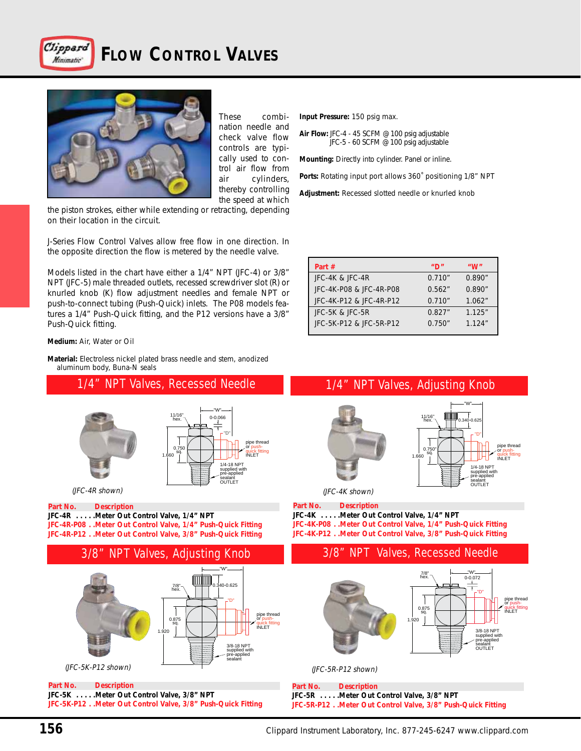# FLOW CONTROL VALVES

These combination needle and check valve flow controls are typically used to control air flow from air cylinders, thereby controlling the speed at which the piston strokes, either while extending or retracting, depending on their location in the circuit.

J-Series Flow Control Valves allow free flow in one direction. In the opposite direction the flow is metered by the needle valve.

Models listed in the chart have either a 1/4" NPT (JFC-4) or 3/8" NPT (JFC-5) male threaded outlets, recessed screwdriver slot (R) or knurled knob (K) flow adjustment needles and female NPT or push-to-connect tubing (Push-Quick) inlets. The P08 models features a 1/4" Push-Quick fitting, and the P12 versions have a 3/8" Push-Quick fitting.

**Medium:** Air, Water or Oil

**Material:** Electroless nickel plated brass needle and stem, anodized aluminum body, Buna-N seals

**Input Pressure:** 150 psig max.

**Air Flow:** JFC-4 - 45 SCFM @ 100 psig adjustable
JFC-5 - 60 SCFM @ 100 psig adjustable

**Mounting:** Directly into cylinder. Panel or inline.

**Ports:** Rotating input port allows 360˚ positioning 1/8" NPT

**Adjustment:** Recessed slotted needle or knurled knob

| Part # | "D" | "W" |
|---|---|---|
| JFC-4K & JFC-4R | 0.710" | 0.890" |
| JFC-4K-P08 & JFC-4R-P08 | 0.562" | 0.890" |
| JFC-4K-P12 & JFC-4R-P12 | 0.710" | 1.062" |
| JFC-5K & JFC-5R | 0.827" | 1.125" |
| JFC-5K-P12 & JFC-5R-P12 | 0.750" | 1.124" |

## 1/4" NPT Valves, Recessed Needle

(JFC-4R shown)

| Part No. | Description |
|---|---|
| JFC-4R | Meter Out Control Valve, 1/4" NPT |
| JFC-4R-P08 | Meter Out Control Valve, 1/4" Push-Quick Fitting |
| JFC-4R-P12 | Meter Out Control Valve, 3/8" Push-Quick Fitting |

## 1/4" NPT Valves, Adjusting Knob

(JFC-4K shown)

| Part No. | Description |
|---|---|
| JFC-4K | Meter Out Control Valve, 1/4" NPT |
| JFC-4K-P08 | Meter Out Control Valve, 1/4" Push-Quick Fitting |
| JFC-4K-P12 | Meter Out Control Valve, 3/8" Push-Quick Fitting |

## 3/8" NPT Valves, Adjusting Knob

(JFC-5K-P12 shown)

| Part No. | Description |
|---|---|
| JFC-5K | Meter Out Control Valve, 3/8" NPT |
| JFC-5K-P12 | Meter Out Control Valve, 3/8" Push-Quick Fitting |

## 3/8" NPT Valves, Recessed Needle

(JFC-5R-P12 shown)

| Part No. | Description |
|---|---|
| JFC-5R | Meter Out Control Valve, 3/8" NPT |
| JFC-5R-P12 | Meter Out Control Valve, 3/8" Push-Quick Fitting |

Clippard Instrument Laboratory, Inc. 877-245-6247 www.clippard.com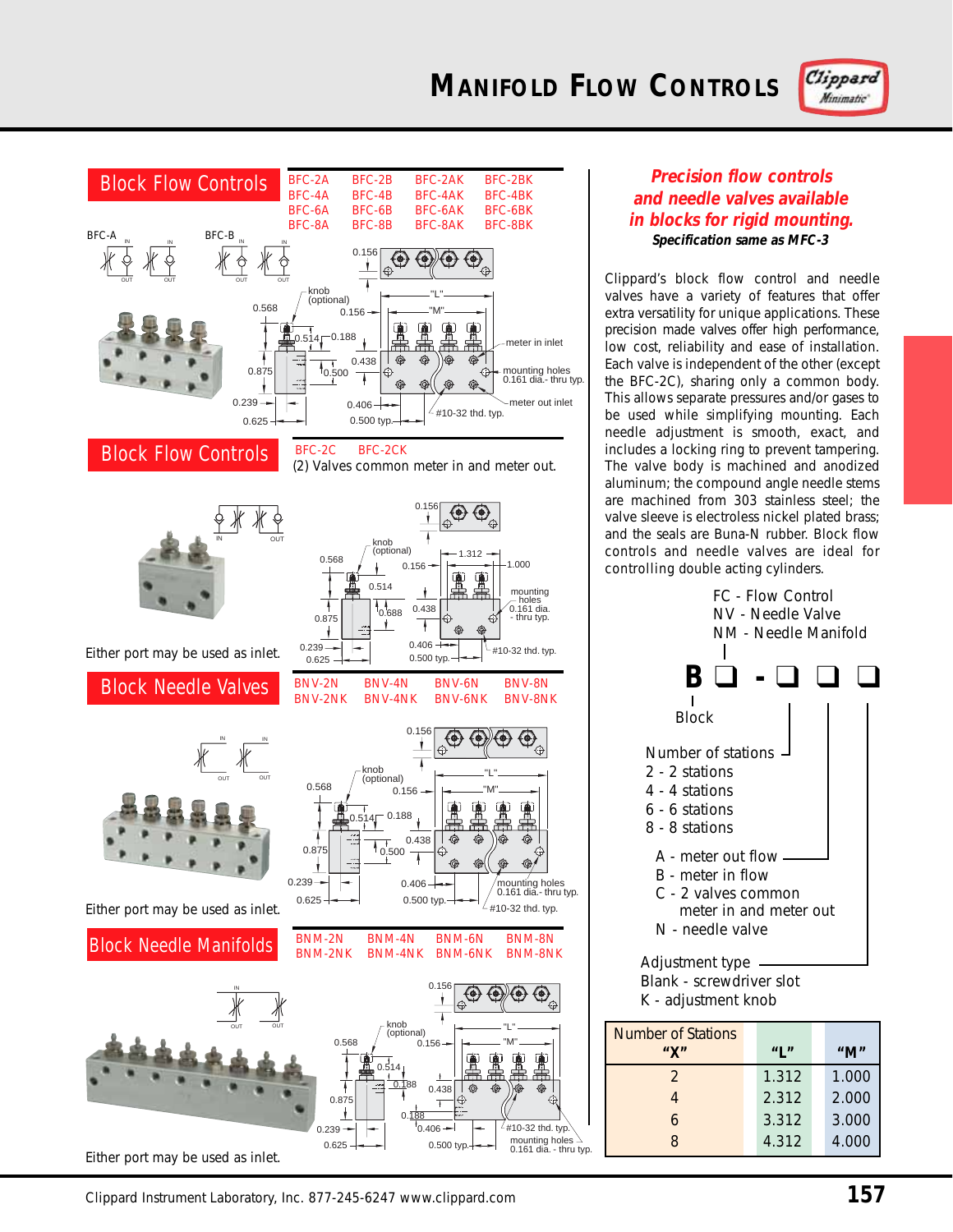# Manifold Flow Controls

## Block Flow Controls

BFC-2A BFC-2B BFC-2AK BFC-2BK
BFC-4A BFC-4B BFC-4AK BFC-4BK
BFC-6A BFC-6B BFC-6AK BFC-6BK
BFC-8A BFC-8B BFC-8AK BFC-8BK

## Block Flow Controls

BFC-2C BFC-2CK

(2) Valves common meter in and meter out.

Either port may be used as inlet.

## Block Needle Valves

BNV-2N BNV-4N BNV-6N BNV-8N
BNV-2NK BNV-4NK BNV-6NK BNV-8NK

Either port may be used as inlet.

## Block Needle Manifolds

BNM-2N BNM-4N BNM-6N BNM-8N
BNM-2NK BNM-4NK BNM-6NK BNM-8NK

Either port may be used as inlet.

***Precision flow controls and needle valves available in blocks for rigid mounting.***

***Specification same as MFC-3***

Clippard's block flow control and needle valves have a variety of features that offer extra versatility for unique applications. These precision made valves offer high performance, low cost, reliability and ease of installation. Each valve is independent of the other (except the BFC-2C), sharing only a common body. This allows separate pressures and/or gases to be used while simplifying mounting. Each needle adjustment is smooth, exact, and includes a locking ring to prevent tampering. The valve body is machined and anodized aluminum; the compound angle needle stems are machined from 303 stainless steel; the valve sleeve is electroless nickel plated brass; and the seals are Buna-N rubber. Block flow controls and needle valves are ideal for controlling double acting cylinders.

FC - Flow Control
NV - Needle Valve
NM - Needle Manifold

**B ❑ - ❑ ❑ ❑**

Block

Number of stations
- 2 - 2 stations
- 4 - 4 stations
- 6 - 6 stations
- 8 - 8 stations

- A - meter out flow
- B - meter in flow
- C - 2 valves common meter in and meter out
- N - needle valve

Adjustment type
- Blank - screwdriver slot
- K - adjustment knob

| Number of Stations "X" | "L" | "M" |
|---|---|---|
| 2 | 1.312 | 1.000 |
| 4 | 2.312 | 2.000 |
| 6 | 3.312 | 3.000 |
| 8 | 4.312 | 4.000 |

Clippard Instrument Laboratory, Inc. 877-245-6247 www.clippard.com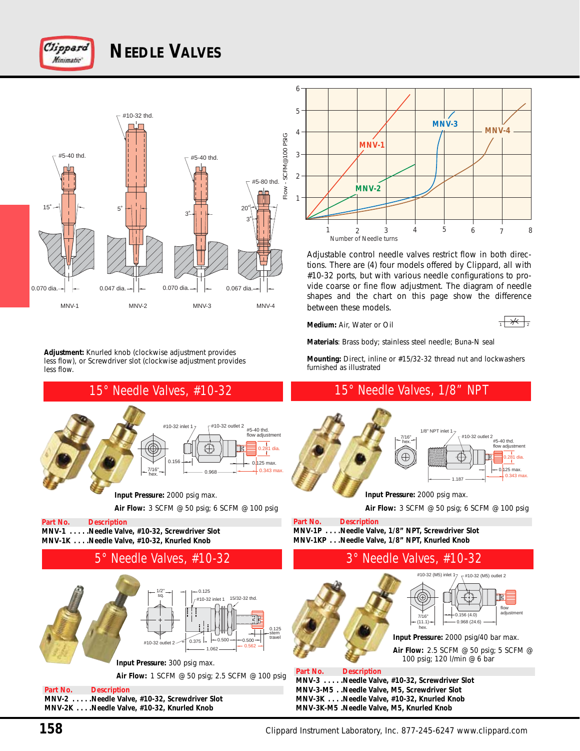# NEEDLE VALVES

#10-32 thd.

#5-40 thd.

#5-40 thd.

#5-80 thd.

15°

5°

3°

20°

3°

0.070 dia.

0.047 dia.

0.070 dia.

0.067 dia.

MNV-1

MNV-2

MNV-3

MNV-4

Flow - SCFM@100 PSIG

6
5
4
3
2
1

1 2 3 4 5 6 7 8

Number of Needle turns

MNV-1

MNV-2

MNV-3

MNV-4

Adjustable control needle valves restrict flow in both directions. There are (4) four models offered by Clippard, all with #10-32 ports, but with various needle configurations to provide coarse or fine flow adjustment. The diagram of needle shapes and the chart on this page show the difference between these models.

**Medium:** Air, Water or Oil

**Materials**: Brass body; stainless steel needle; Buna-N seal

**Mounting:** Direct, inline or #15/32-32 thread nut and lockwashers furnished as illustrated

**Adjustment:** Knurled knob (clockwise adjustment provides less flow), or Screwdriver slot (clockwise adjustment provides less flow.

## 15° Needle Valves, #10-32

#10-32 inlet 1

#10-32 outlet 2

#5-40 thd. flow adjustment

0.281 dia.

0.125 max.

0.343 max.

0.156

7/16" hex.

0.968

**Input Pressure:** 2000 psig max.

**Air Flow:** 3 SCFM @ 50 psig; 6 SCFM @ 100 psig

| Part No. | Description |
|---|---|
| **MNV-1** | **Needle Valve, #10-32, Screwdriver Slot** |
| **MNV-1K** | **Needle Valve, #10-32, Knurled Knob** |

## 15° Needle Valves, 1/8" NPT

7/16" hex.

1/8" NPT inlet 1

#10-32 outlet 2

#5-40 thd. flow adjustment

0.281 dia.

0.125 max.

0.343 max.

1.187

**Input Pressure:** 2000 psig max.

**Air Flow:** 3 SCFM @ 50 psig; 6 SCFM @ 100 psig

| Part No. | Description |
|---|---|
| **MNV-1P** | **Needle Valve, 1/8" NPT, Screwdriver Slot** |
| **MNV-1KP** | **Needle Valve, 1/8" NPT, Knurled Knob** |

## 5° Needle Valves, #10-32

1/2" sq.

0.125

#10-32 inlet 1

15/32-32 thd.

#10-32 outlet 2

0.375

0.500

0.500

0.562

0.125 stem travel

1.062

**Input Pressure:** 300 psig max.

**Air Flow:** 1 SCFM @ 50 psig; 2.5 SCFM @ 100 psig

| Part No. | Description |
|---|---|
| **MNV-2** | **Needle Valve, #10-32, Screwdriver Slot** |
| **MNV-2K** | **Needle Valve, #10-32, Knurled Knob** |

## 3° Needle Valves, #10-32

#10-32 (M5) inlet 1

#10-32 (M5) outlet 2

7/16" (11.1) hex.

0.156 (4.0)

0.968 (24.6)

flow adjustment

**Input Pressure:** 2000 psig/40 bar max.

**Air Flow:** 2.5 SCFM @ 50 psig; 5 SCFM @ 100 psig; 120 l/min @ 6 bar

| Part No. | Description |
|---|---|
| **MNV-3** | **Needle Valve, #10-32, Screwdriver Slot** |
| **MNV-3-M5** | **Needle Valve, M5, Screwdriver Slot** |
| **MNV-3K** | **Needle Valve, #10-32, Knurled Knob** |
| **MNV-3K-M5** | **Needle Valve, M5, Knurled Knob** |

Clippard Instrument Laboratory, Inc. 877-245-6247 www.clippard.com